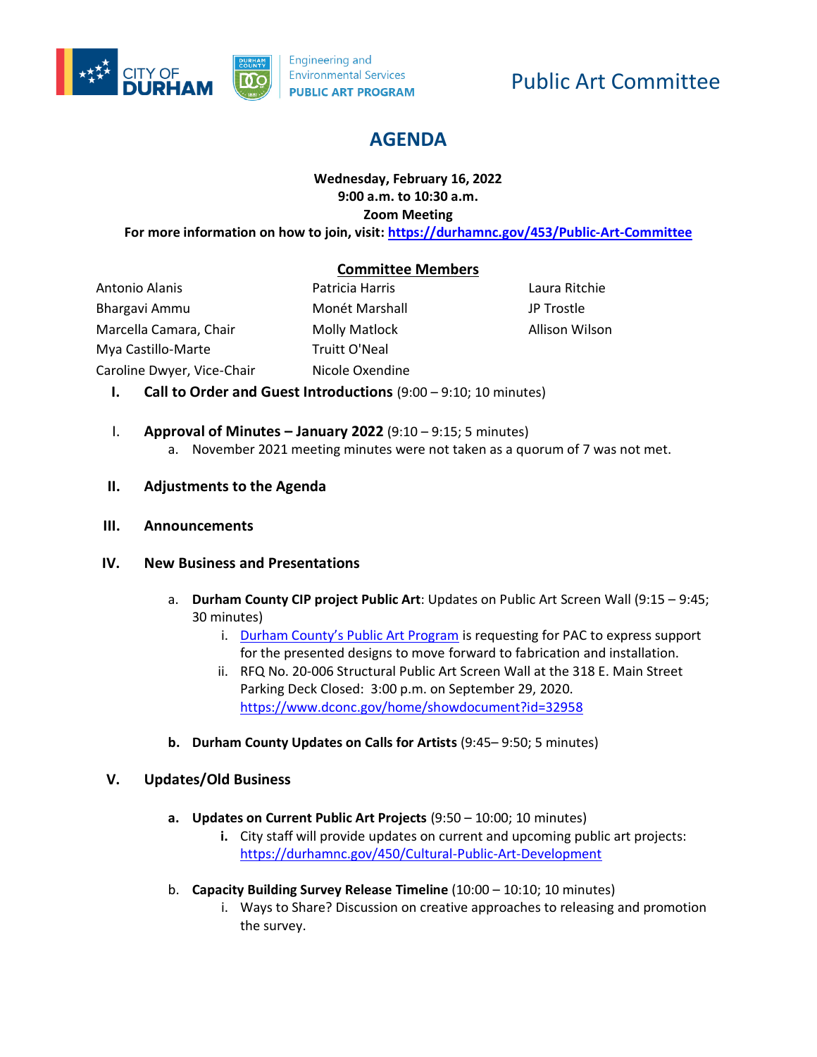CITY OF DURHAM | Durham County Engineering and Environmental Services PUBLIC ART PROGRAM

# Public Art Committee

## AGENDA

**Wednesday, February 16, 2022**
**9:00 a.m. to 10:30 a.m.**
**Zoom Meeting**
**For more information on how to join, visit: [https://durhamnc.gov/453/Public-Art-Committee](https://durhamnc.gov/453/Public-Art-Committee)**

### Committee Members

| | | |
|---|---|---|
| Antonio Alanis | Patricia Harris | Laura Ritchie |
| Bhargavi Ammu | Monét Marshall | JP Trostle |
| Marcella Camara, Chair | Molly Matlock | Allison Wilson |
| Mya Castillo-Marte | Truitt O'Neal | |
| Caroline Dwyer, Vice-Chair | Nicole Oxendine | |

I. **Call to Order and Guest Introductions** (9:00 – 9:10; 10 minutes)

I. **Approval of Minutes – January 2022** (9:10 – 9:15; 5 minutes)
   a. November 2021 meeting minutes were not taken as a quorum of 7 was not met.

II. **Adjustments to the Agenda**

III. **Announcements**

IV. **New Business and Presentations**

   a. **Durham County CIP project Public Art**: Updates on Public Art Screen Wall (9:15 – 9:45; 30 minutes)
      i. Durham County's Public Art Program is requesting for PAC to express support for the presented designs to move forward to fabrication and installation.
      ii. RFQ No. 20-006 Structural Public Art Screen Wall at the 318 E. Main Street Parking Deck Closed: 3:00 p.m. on September 29, 2020. [https://www.dconc.gov/home/showdocument?id=32958](https://www.dconc.gov/home/showdocument?id=32958)

   b. **Durham County Updates on Calls for Artists** (9:45– 9:50; 5 minutes)

V. **Updates/Old Business**

   a. **Updates on Current Public Art Projects** (9:50 – 10:00; 10 minutes)
      i. City staff will provide updates on current and upcoming public art projects: [https://durhamnc.gov/450/Cultural-Public-Art-Development](https://durhamnc.gov/450/Cultural-Public-Art-Development)

   b. **Capacity Building Survey Release Timeline** (10:00 – 10:10; 10 minutes)
      i. Ways to Share? Discussion on creative approaches to releasing and promotion the survey.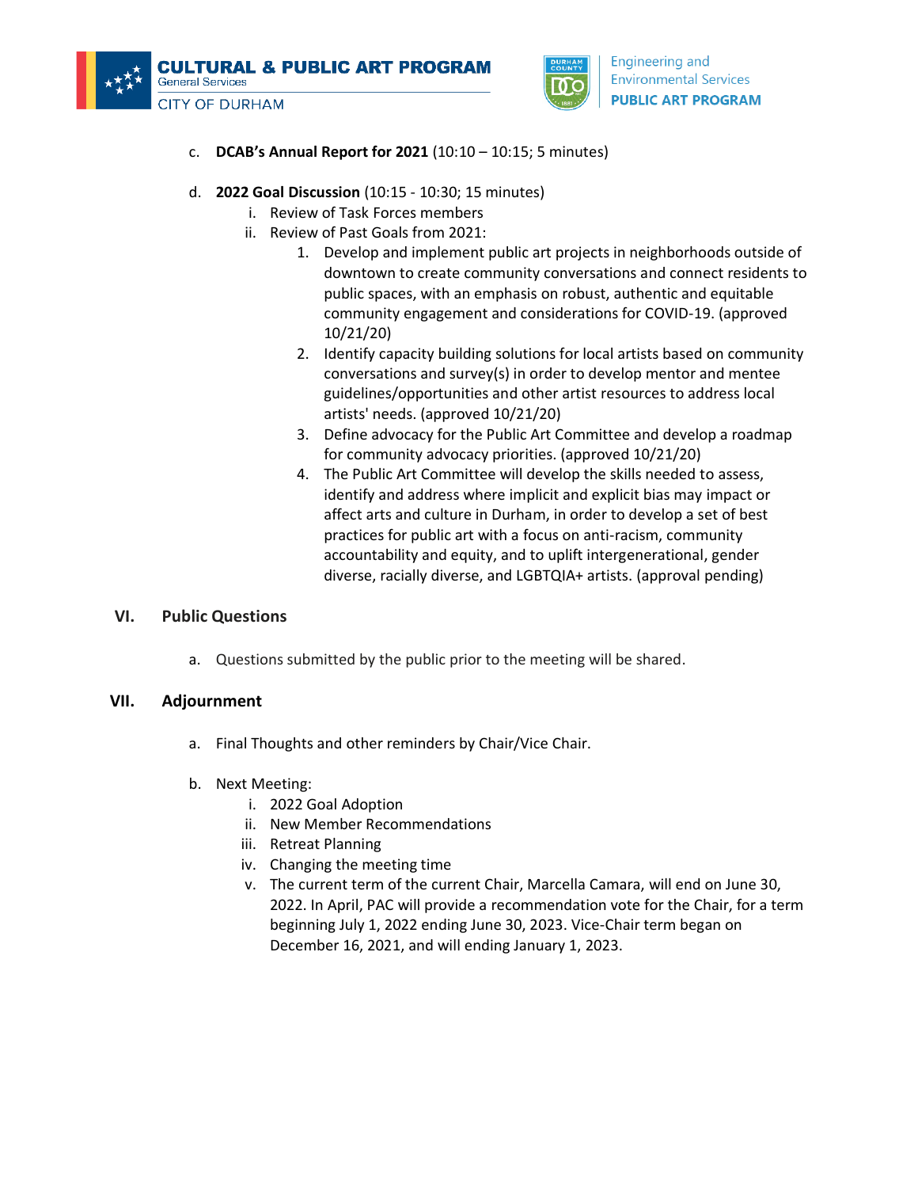c. **DCAB's Annual Report for 2021** (10:10 – 10:15; 5 minutes)

d. **2022 Goal Discussion** (10:15 - 10:30; 15 minutes)

   i. Review of Task Forces members

   ii. Review of Past Goals from 2021:

      1. Develop and implement public art projects in neighborhoods outside of downtown to create community conversations and connect residents to public spaces, with an emphasis on robust, authentic and equitable community engagement and considerations for COVID-19. (approved 10/21/20)
      2. Identify capacity building solutions for local artists based on community conversations and survey(s) in order to develop mentor and mentee guidelines/opportunities and other artist resources to address local artists' needs. (approved 10/21/20)
      3. Define advocacy for the Public Art Committee and develop a roadmap for community advocacy priorities. (approved 10/21/20)
      4. The Public Art Committee will develop the skills needed to assess, identify and address where implicit and explicit bias may impact or affect arts and culture in Durham, in order to develop a set of best practices for public art with a focus on anti-racism, community accountability and equity, and to uplift intergenerational, gender diverse, racially diverse, and LGBTQIA+ artists. (approval pending)

## VI. Public Questions

a. Questions submitted by the public prior to the meeting will be shared.

## VII. Adjournment

a. Final Thoughts and other reminders by Chair/Vice Chair.

b. Next Meeting:

   i. 2022 Goal Adoption

   ii. New Member Recommendations

   iii. Retreat Planning

   iv. Changing the meeting time

   v. The current term of the current Chair, Marcella Camara, will end on June 30, 2022. In April, PAC will provide a recommendation vote for the Chair, for a term beginning July 1, 2022 ending June 30, 2023. Vice-Chair term began on December 16, 2021, and will ending January 1, 2023.